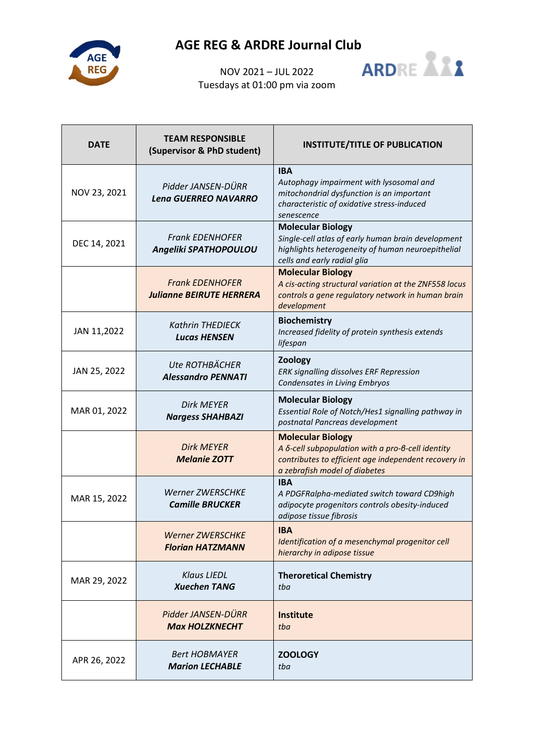# AGE REG & ARDRE Journal Club

NOV 2021 – JUL 2022
Tuesdays at 01:00 pm via zoom

| DATE | TEAM RESPONSIBLE (Supervisor & PhD student) | INSTITUTE/TITLE OF PUBLICATION |
|---|---|---|
| NOV 23, 2021 | *Pidder JANSEN-DÜRR* ***Lena GUERREO NAVARRO*** | **IBA** *Autophagy impairment with lysosomal and mitochondrial dysfunction is an important characteristic of oxidative stress-induced senescence* |
| DEC 14, 2021 | *Frank EDENHOFER* ***Angeliki SPATHOPOULOU*** | **Molecular Biology** *Single-cell atlas of early human brain development highlights heterogeneity of human neuroepithelial cells and early radial glia* |
| | *Frank EDENHOFER* ***Julianne BEIRUTE HERRERA*** | **Molecular Biology** *A cis-acting structural variation at the ZNF558 locus controls a gene regulatory network in human brain development* |
| JAN 11,2022 | *Kathrin THEDIECK* ***Lucas HENSEN*** | **Biochemistry** *Increased fidelity of protein synthesis extends lifespan* |
| JAN 25, 2022 | *Ute ROTHBÄCHER* ***Alessandro PENNATI*** | **Zoology** *ERK signalling dissolves ERF Repression Condensates in Living Embryos* |
| MAR 01, 2022 | *Dirk MEYER* ***Nargess SHAHBAZI*** | **Molecular Biology** *Essential Role of Notch/Hes1 signalling pathway in postnatal Pancreas development* |
| | *Dirk MEYER* ***Melanie ZOTT*** | **Molecular Biology** *A δ-cell subpopulation with a pro-β-cell identity contributes to efficient age independent recovery in a zebrafish model of diabetes* |
| MAR 15, 2022 | *Werner ZWERSCHKE* ***Camille BRUCKER*** | **IBA** *A PDGFRalpha-mediated switch toward CD9high adipocyte progenitors controls obesity-induced adipose tissue fibrosis* |
| | *Werner ZWERSCHKE* ***Florian HATZMANN*** | **IBA** *Identification of a mesenchymal progenitor cell hierarchy in adipose tissue* |
| MAR 29, 2022 | *Klaus LIEDL* ***Xuechen TANG*** | **Theroretical Chemistry** *tba* |
| | *Pidder JANSEN-DÜRR* ***Max HOLZKNECHT*** | **Institute** *tba* |
| APR 26, 2022 | *Bert HOBMAYER* ***Marion LECHABLE*** | **ZOOLOGY** *tba* |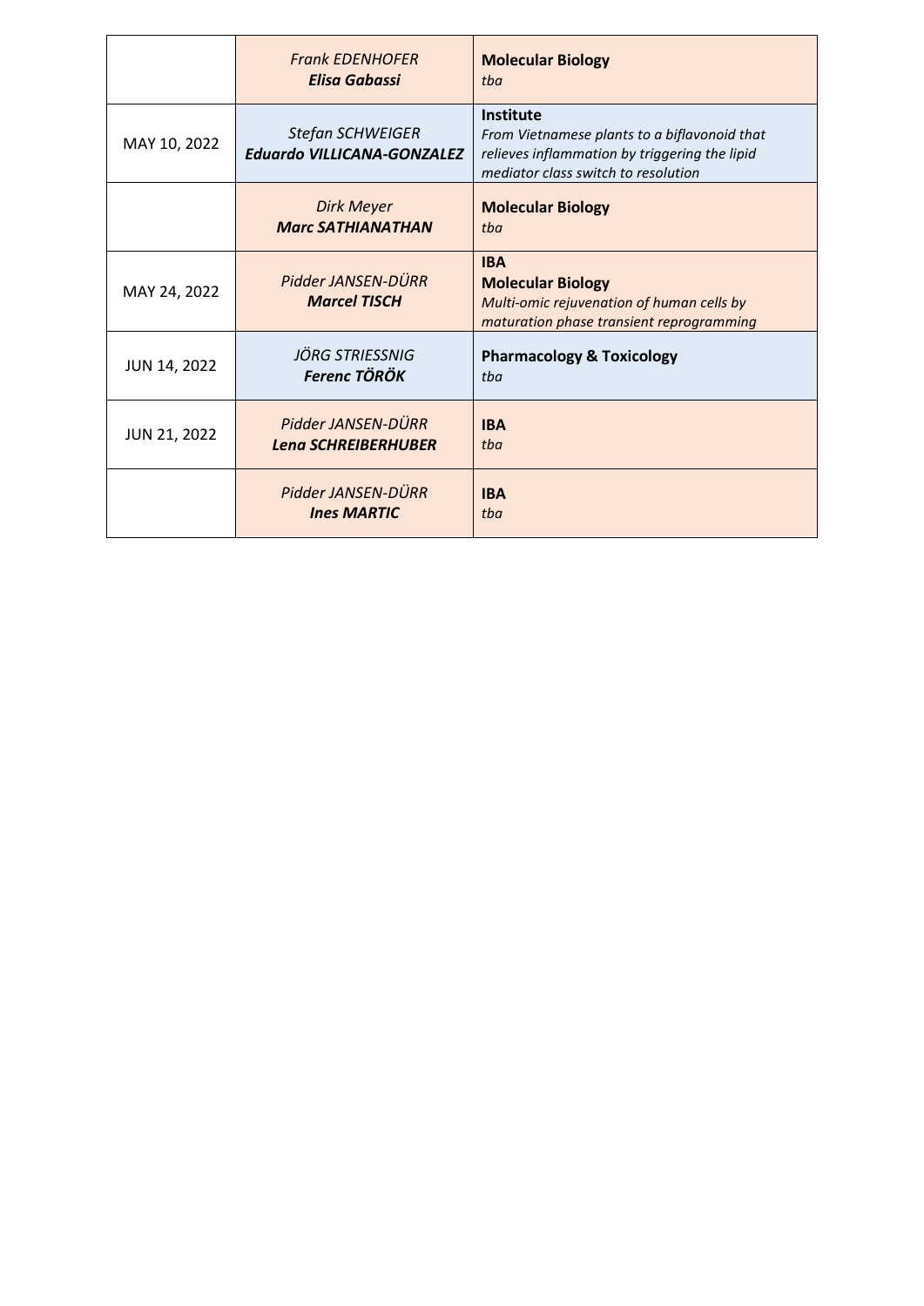| | | |
|---|---|---|
| | *Frank EDENHOFER*<br>***Elisa Gabassi*** | **Molecular Biology**<br>*tba* |
| MAY 10, 2022 | *Stefan SCHWEIGER*<br>***Eduardo VILLICANA-GONZALEZ*** | **Institute**<br>*From Vietnamese plants to a biflavonoid that relieves inflammation by triggering the lipid mediator class switch to resolution* |
| | *Dirk Meyer*<br>***Marc SATHIANATHAN*** | **Molecular Biology**<br>*tba* |
| MAY 24, 2022 | *Pidder JANSEN-DÜRR*<br>***Marcel TISCH*** | **IBA**<br>**Molecular Biology**<br>*Multi-omic rejuvenation of human cells by maturation phase transient reprogramming* |
| JUN 14, 2022 | *JÖRG STRIESSNIG*<br>***Ferenc TÖRÖK*** | **Pharmacology & Toxicology**<br>*tba* |
| JUN 21, 2022 | *Pidder JANSEN-DÜRR*<br>***Lena SCHREIBERHUBER*** | **IBA**<br>*tba* |
| | *Pidder JANSEN-DÜRR*<br>***Ines MARTIC*** | **IBA**<br>*tba* |